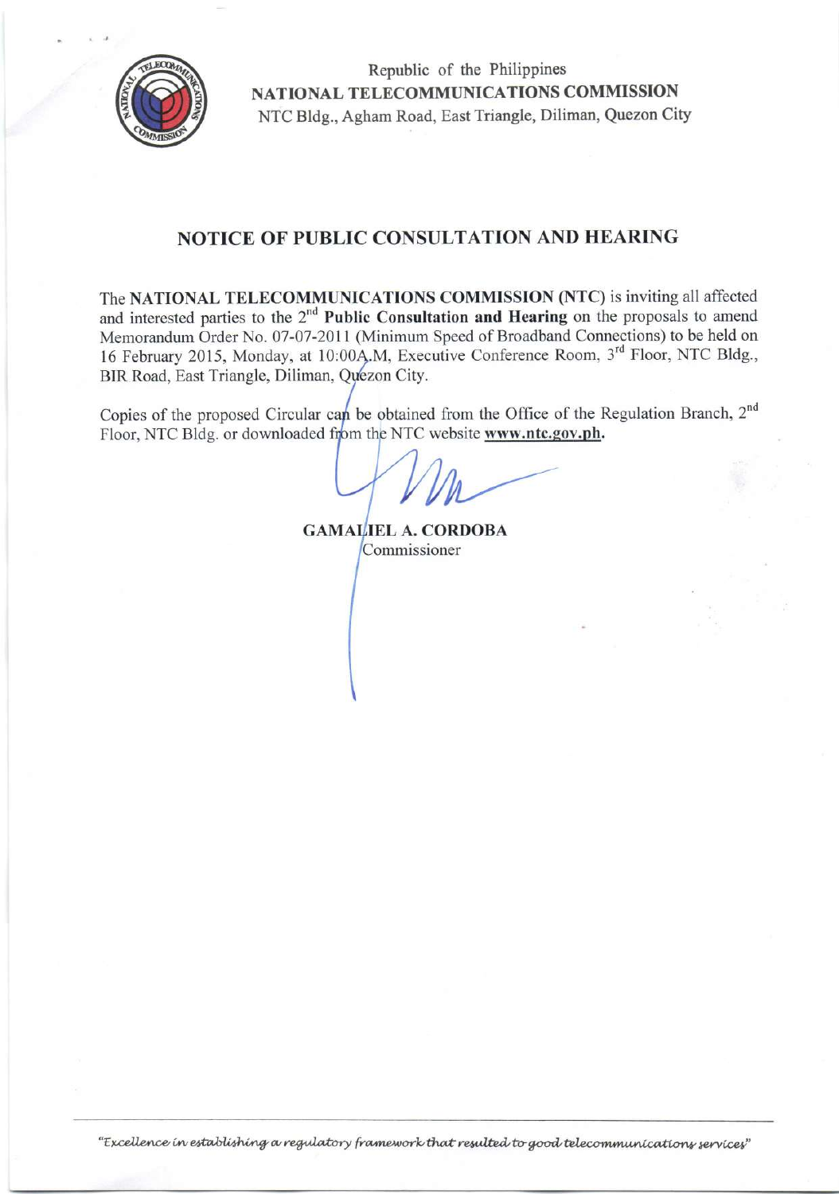Republic of the Philippines
**NATIONAL TELECOMMUNICATIONS COMMISSION**
NTC Bldg., Agham Road, East Triangle, Diliman, Quezon City

## NOTICE OF PUBLIC CONSULTATION AND HEARING

The **NATIONAL TELECOMMUNICATIONS COMMISSION (NTC)** is inviting all affected and interested parties to the 2nd **Public Consultation and Hearing** on the proposals to amend Memorandum Order No. 07-07-2011 (Minimum Speed of Broadband Connections) to be held on 16 February 2015, Monday, at 10:00A.M, Executive Conference Room, 3rd Floor, NTC Bldg., BIR Road, East Triangle, Diliman, Quezon City.

Copies of the proposed Circular can be obtained from the Office of the Regulation Branch, 2nd Floor, NTC Bldg. or downloaded from the NTC website **www.ntc.gov.ph**.

**GAMALIEL A. CORDOBA**
Commissioner

*"Excellence in establishing a regulatory framework that resulted to good telecommunications services"*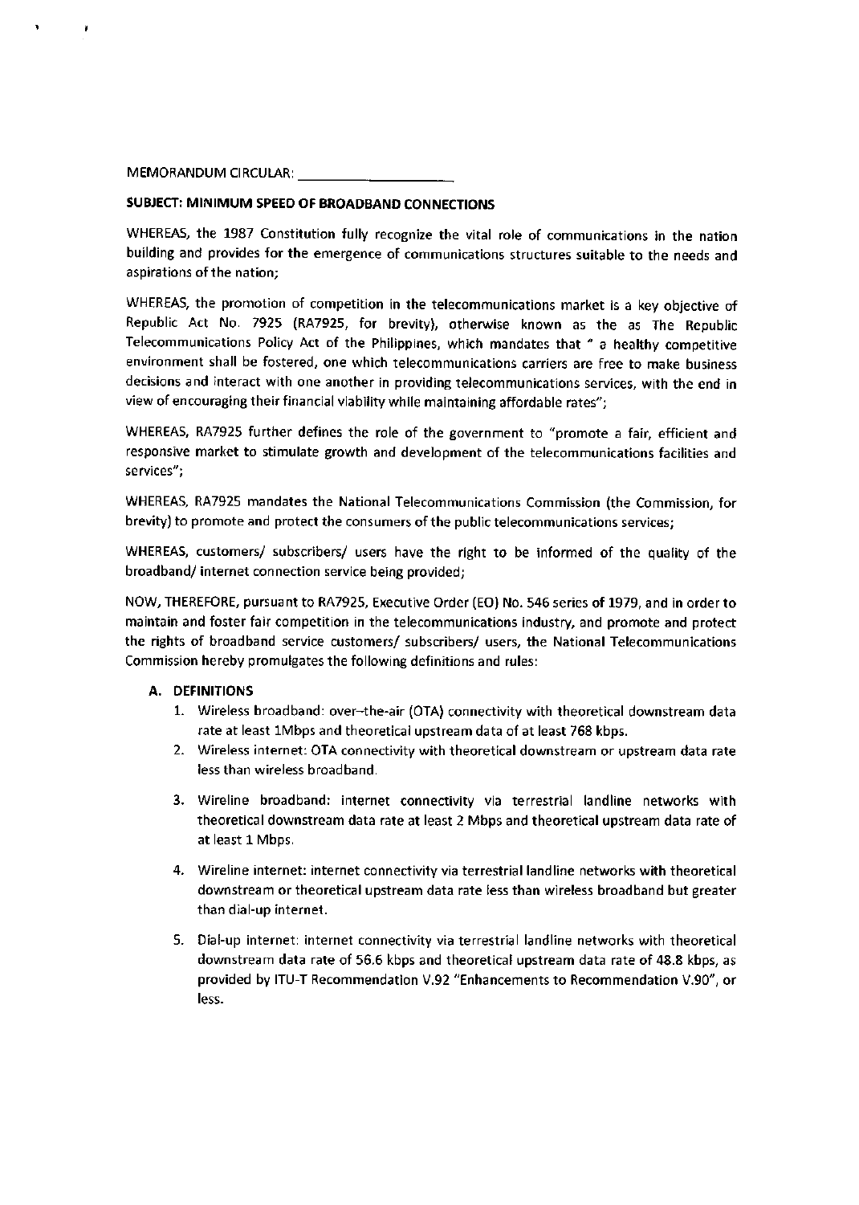MEMORANDUM CIRCULAR: ____________________

**SUBJECT: MINIMUM SPEED OF BROADBAND CONNECTIONS**

WHEREAS, the 1987 Constitution fully recognize the vital role of communications in the nation building and provides for the emergence of communications structures suitable to the needs and aspirations of the nation;

WHEREAS, the promotion of competition in the telecommunications market is a key objective of Republic Act No. 7925 (RA7925, for brevity), otherwise known as the as The Republic Telecommunications Policy Act of the Philippines, which mandates that " a healthy competitive environment shall be fostered, one which telecommunications carriers are free to make business decisions and interact with one another in providing telecommunications services, with the end in view of encouraging their financial viability while maintaining affordable rates";

WHEREAS, RA7925 further defines the role of the government to "promote a fair, efficient and responsive market to stimulate growth and development of the telecommunications facilities and services";

WHEREAS, RA7925 mandates the National Telecommunications Commission (the Commission, for brevity) to promote and protect the consumers of the public telecommunications services;

WHEREAS, customers/ subscribers/ users have the right to be informed of the quality of the broadband/ internet connection service being provided;

NOW, THEREFORE, pursuant to RA7925, Executive Order (EO) No. 546 series of 1979, and in order to maintain and foster fair competition in the telecommunications industry, and promote and protect the rights of broadband service customers/ subscribers/ users, the National Telecommunications Commission hereby promulgates the following definitions and rules:

**A. DEFINITIONS**

1. Wireless broadband: over-the-air (OTA) connectivity with theoretical downstream data rate at least 1Mbps and theoretical upstream data of at least 768 kbps.
2. Wireless internet: OTA connectivity with theoretical downstream or upstream data rate less than wireless broadband.
3. Wireline broadband: internet connectivity via terrestrial landline networks with theoretical downstream data rate at least 2 Mbps and theoretical upstream data rate of at least 1 Mbps.
4. Wireline internet: internet connectivity via terrestrial landline networks with theoretical downstream or theoretical upstream data rate less than wireless broadband but greater than dial-up internet.
5. Dial-up internet: internet connectivity via terrestrial landline networks with theoretical downstream data rate of 56.6 kbps and theoretical upstream data rate of 48.8 kbps, as provided by ITU-T Recommendation V.92 "Enhancements to Recommendation V.90", or less.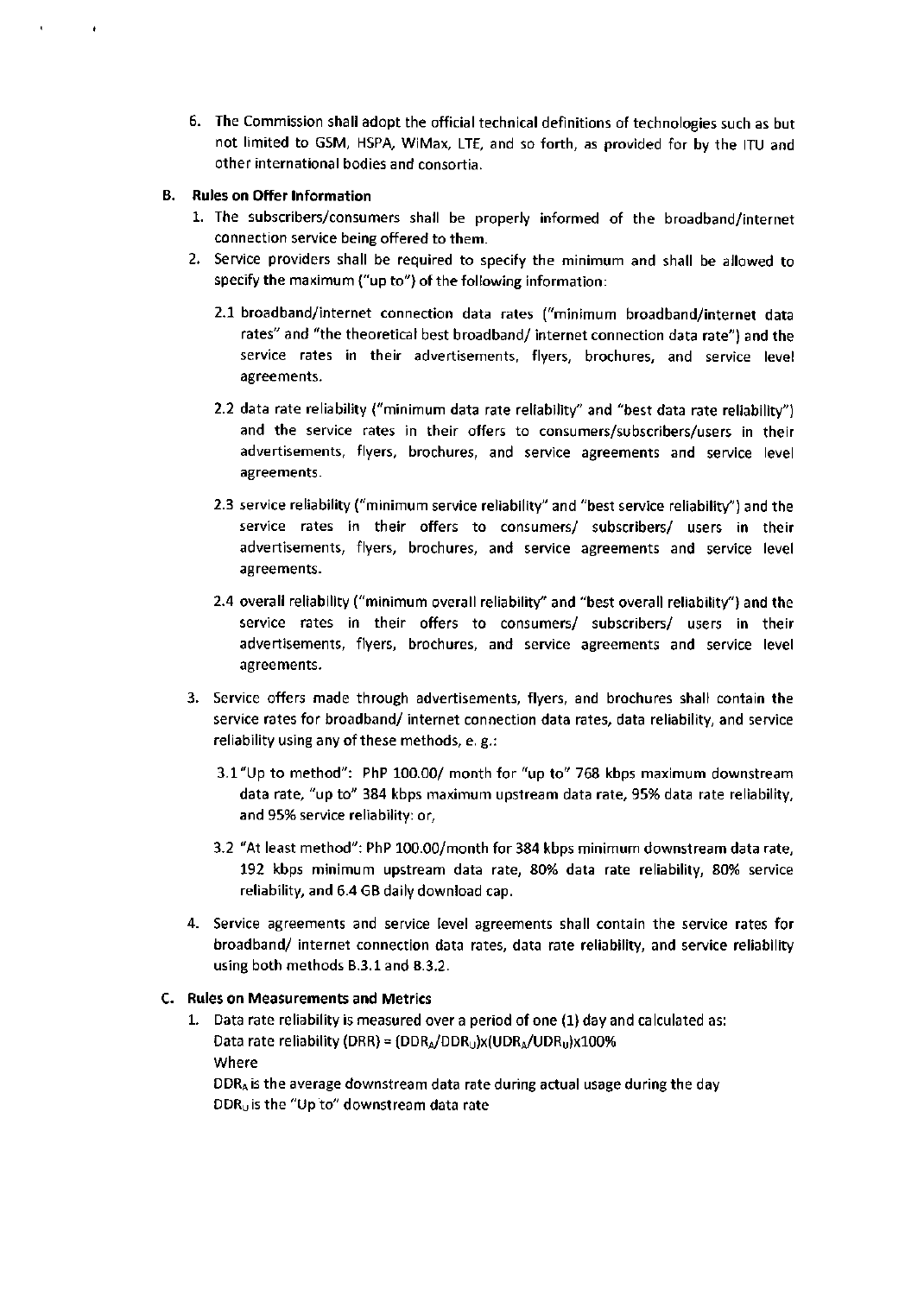6. The Commission shall adopt the official technical definitions of technologies such as but not limited to GSM, HSPA, WiMax, LTE, and so forth, as provided for by the ITU and other international bodies and consortia.

**B. Rules on Offer Information**

1. The subscribers/consumers shall be properly informed of the broadband/internet connection service being offered to them.
2. Service providers shall be required to specify the minimum and shall be allowed to specify the maximum ("up to") of the following information:

   2.1 broadband/internet connection data rates ("minimum broadband/internet data rates" and "the theoretical best broadband/ internet connection data rate") and the service rates in their advertisements, flyers, brochures, and service level agreements.

   2.2 data rate reliability ("minimum data rate reliability" and "best data rate reliability") and the service rates in their offers to consumers/subscribers/users in their advertisements, flyers, brochures, and service agreements and service level agreements.

   2.3 service reliability ("minimum service reliability" and "best service reliability") and the service rates in their offers to consumers/ subscribers/ users in their advertisements, flyers, brochures, and service agreements and service level agreements.

   2.4 overall reliability ("minimum overall reliability" and "best overall reliability") and the service rates in their offers to consumers/ subscribers/ users in their advertisements, flyers, brochures, and service agreements and service level agreements.

3. Service offers made through advertisements, flyers, and brochures shall contain the service rates for broadband/ internet connection data rates, data reliability, and service reliability using any of these methods, e. g.:

   3.1 "Up to method": PhP 100.00/ month for "up to" 768 kbps maximum downstream data rate, "up to" 384 kbps maximum upstream data rate, 95% data rate reliability, and 95% service reliability: or,

   3.2 "At least method": PhP 100.00/month for 384 kbps minimum downstream data rate, 192 kbps minimum upstream data rate, 80% data rate reliability, 80% service reliability, and 6.4 GB daily download cap.

4. Service agreements and service level agreements shall contain the service rates for broadband/ internet connection data rates, data rate reliability, and service reliability using both methods B.3.1 and B.3.2.

**C. Rules on Measurements and Metrics**

1. Data rate reliability is measured over a period of one (1) day and calculated as:
   Data rate reliability (DRR) = $(DDR_A/DDR_U) \times (UDR_A/UDR_U) \times 100\%$
   Where
   $DDR_A$ is the average downstream data rate during actual usage during the day
   $DDR_U$ is the "Up to" downstream data rate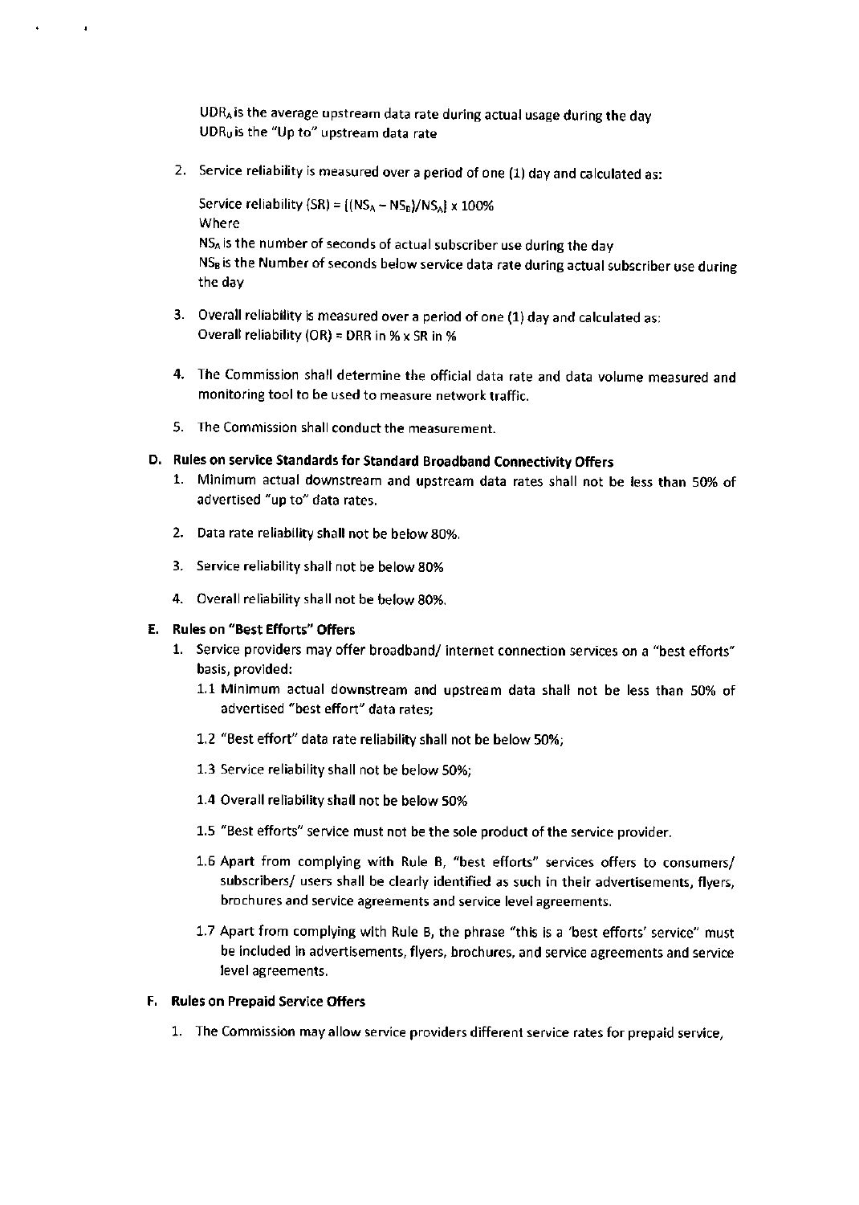$UDR_A$ is the average upstream data rate during actual usage during the day
$UDR_U$ is the "Up to" upstream data rate

2. Service reliability is measured over a period of one (1) day and calculated as:

   Service reliability (SR) = $[(NS_A - NS_B)/NS_A] \times 100\%$
   Where
   $NS_A$ is the number of seconds of actual subscriber use during the day
   $NS_B$ is the Number of seconds below service data rate during actual subscriber use during the day

3. Overall reliability is measured over a period of one (1) day and calculated as:
   Overall reliability (OR) = DRR in % x SR in %

4. The Commission shall determine the official data rate and data volume measured and monitoring tool to be used to measure network traffic.

5. The Commission shall conduct the measurement.

**D. Rules on service Standards for Standard Broadband Connectivity Offers**

1. Minimum actual downstream and upstream data rates shall not be less than 50% of advertised "up to" data rates.

2. Data rate reliability shall not be below 80%.

3. Service reliability shall not be below 80%

4. Overall reliability shall not be below 80%.

**E. Rules on "Best Efforts" Offers**

1. Service providers may offer broadband/ internet connection services on a "best efforts" basis, provided:

   1.1 Minimum actual downstream and upstream data shall not be less than 50% of advertised "best effort" data rates;

   1.2 "Best effort" data rate reliability shall not be below 50%;

   1.3 Service reliability shall not be below 50%;

   1.4 Overall reliability shall not be below 50%

   1.5 "Best efforts" service must not be the sole product of the service provider.

   1.6 Apart from complying with Rule B, "best efforts" services offers to consumers/ subscribers/ users shall be clearly identified as such in their advertisements, flyers, brochures and service agreements and service level agreements.

   1.7 Apart from complying with Rule B, the phrase "this is a 'best efforts' service" must be included in advertisements, flyers, brochures, and service agreements and service level agreements.

**F. Rules on Prepaid Service Offers**

1. The Commission may allow service providers different service rates for prepaid service,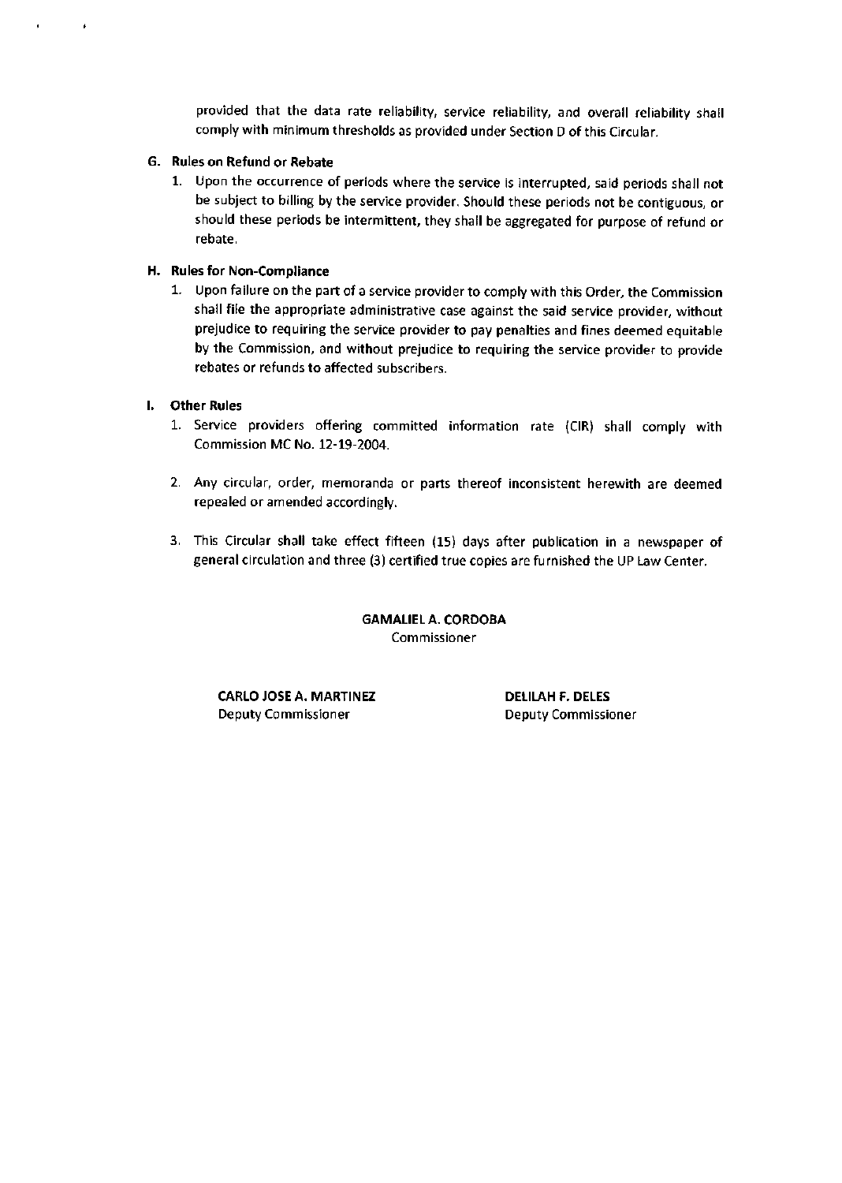provided that the data rate reliability, service reliability, and overall reliability shall comply with minimum thresholds as provided under Section D of this Circular.

### G. Rules on Refund or Rebate

1. Upon the occurrence of periods where the service is interrupted, said periods shall not be subject to billing by the service provider. Should these periods not be contiguous, or should these periods be intermittent, they shall be aggregated for purpose of refund or rebate.

### H. Rules for Non-Compliance

1. Upon failure on the part of a service provider to comply with this Order, the Commission shall file the appropriate administrative case against the said service provider, without prejudice to requiring the service provider to pay penalties and fines deemed equitable by the Commission, and without prejudice to requiring the service provider to provide rebates or refunds to affected subscribers.

### I. Other Rules

1. Service providers offering committed information rate (CIR) shall comply with Commission MC No. 12-19-2004.

2. Any circular, order, memoranda or parts thereof inconsistent herewith are deemed repealed or amended accordingly.

3. This Circular shall take effect fifteen (15) days after publication in a newspaper of general circulation and three (3) certified true copies are furnished the UP Law Center.

**GAMALIEL A. CORDOBA**
Commissioner

**CARLO JOSE A. MARTINEZ**
Deputy Commissioner

**DELILAH F. DELES**
Deputy Commissioner